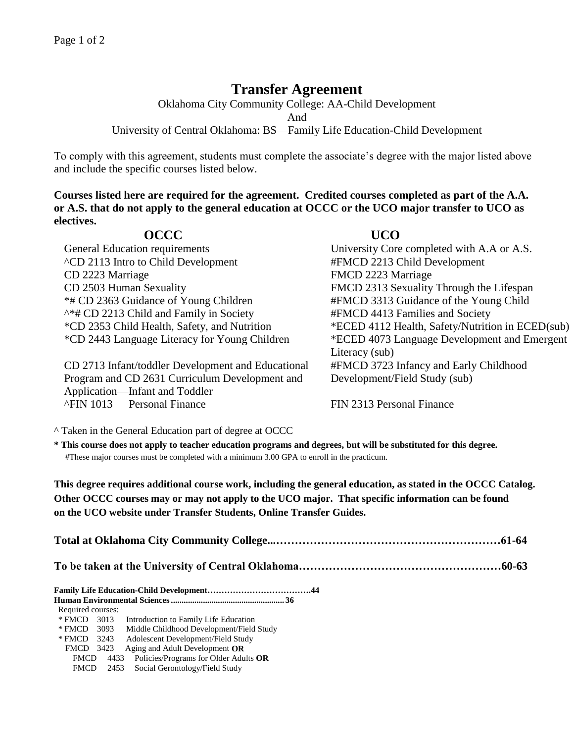# Transfer Agreement

Oklahoma City Community College: AA-Child Development

And

University of Central Oklahoma: BS—Family Life Education-Child Development

To comply with this agreement, students must complete the associate's degree with the major listed above and include the specific courses listed below.

**Courses listed here are required for the agreement. Credited courses completed as part of the A.A. or A.S. that do not apply to the general education at OCCC or the UCO major transfer to UCO as electives.**

| OCCC | UCO |
|---|---|
| General Education requirements | University Core completed with A.A or A.S. |
| ^CD 2113 Intro to Child Development | #FMCD 2213 Child Development |
| CD 2223 Marriage | FMCD 2223 Marriage |
| CD 2503 Human Sexuality | FMCD 2313 Sexuality Through the Lifespan |
| *# CD 2363 Guidance of Young Children | #FMCD 3313 Guidance of the Young Child |
| ^*# CD 2213 Child and Family in Society | #FMCD 4413 Families and Society |
| *CD 2353 Child Health, Safety, and Nutrition | *ECED 4112 Health, Safety/Nutrition in ECED(sub) |
| *CD 2443 Language Literacy for Young Children | *ECED 4073 Language Development and Emergent Literacy (sub) |
| CD 2713 Infant/toddler Development and Educational Program and CD 2631 Curriculum Development and Application—Infant and Toddler | #FMCD 3723 Infancy and Early Childhood Development/Field Study (sub) |
| ^FIN 1013 Personal Finance | FIN 2313 Personal Finance |

^ Taken in the General Education part of degree at OCCC

**\* This course does not apply to teacher education programs and degrees, but will be substituted for this degree.**

#These major courses must be completed with a minimum 3.00 GPA to enroll in the practicum.

**This degree requires additional course work, including the general education, as stated in the OCCC Catalog. Other OCCC courses may or may not apply to the UCO major. That specific information can be found on the UCO website under Transfer Students, Online Transfer Guides.**

**Total at Oklahoma City Community College...……………………………………………………61-64**

**To be taken at the University of Central Oklahoma………………………………………………60-63**

**Family Life Education-Child Development……………………………….44**

**Human Environmental Sciences .................................................... 36**

Required courses:

- \* FMCD 3013 Introduction to Family Life Education
- \* FMCD 3093 Middle Childhood Development/Field Study
- \* FMCD 3243 Adolescent Development/Field Study
- FMCD 3423 Aging and Adult Development **OR**
  - FMCD 4433 Policies/Programs for Older Adults **OR**
  - FMCD 2453 Social Gerontology/Field Study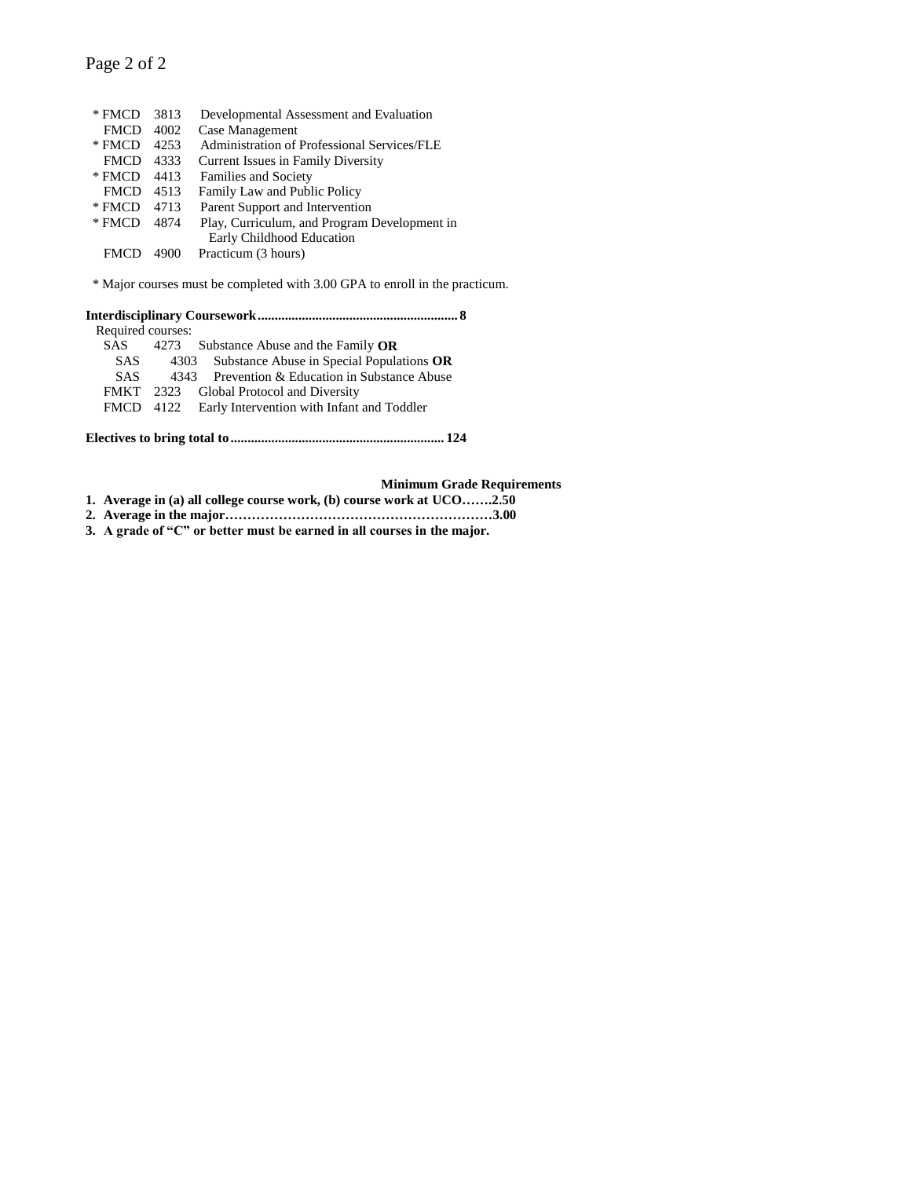| | | |
|---|---|---|
| * FMCD | 3813 | Developmental Assessment and Evaluation |
| FMCD | 4002 | Case Management |
| * FMCD | 4253 | Administration of Professional Services/FLE |
| FMCD | 4333 | Current Issues in Family Diversity |
| * FMCD | 4413 | Families and Society |
| FMCD | 4513 | Family Law and Public Policy |
| * FMCD | 4713 | Parent Support and Intervention |
| * FMCD | 4874 | Play, Curriculum, and Program Development in Early Childhood Education |
| FMCD | 4900 | Practicum (3 hours) |

* Major courses must be completed with 3.00 GPA to enroll in the practicum.

**Interdisciplinary Coursework............................................................ 8**

Required courses:

| | | |
|---|---|---|
| SAS | 4273 | Substance Abuse and the Family **OR** |
| SAS | 4303 | Substance Abuse in Special Populations **OR** |
| SAS | 4343 | Prevention & Education in Substance Abuse |
| FMKT | 2323 | Global Protocol and Diversity |
| FMCD | 4122 | Early Intervention with Infant and Toddler |

**Electives to bring total to.............................................................. 124**

**Minimum Grade Requirements**

1. **Average in (a) all college course work, (b) course work at UCO…….2.50**
2. **Average in the major……………………………………………………3.00**
3. **A grade of "C" or better must be earned in all courses in the major.**